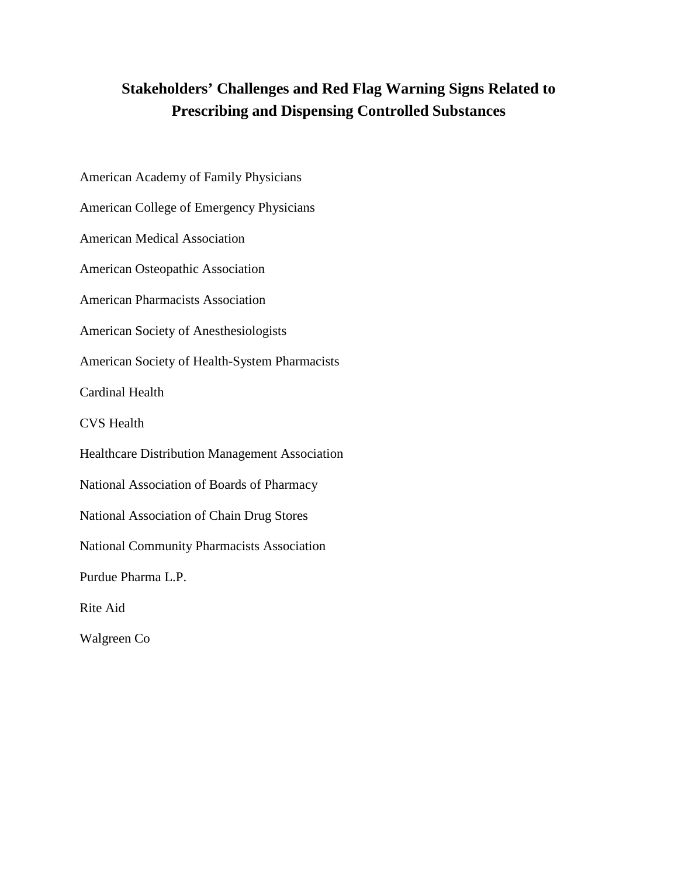# Stakeholders' Challenges and Red Flag Warning Signs Related to Prescribing and Dispensing Controlled Substances

American Academy of Family Physicians

American College of Emergency Physicians

American Medical Association

American Osteopathic Association

American Pharmacists Association

American Society of Anesthesiologists

American Society of Health-System Pharmacists

Cardinal Health

CVS Health

Healthcare Distribution Management Association

National Association of Boards of Pharmacy

National Association of Chain Drug Stores

National Community Pharmacists Association

Purdue Pharma L.P.

Rite Aid

Walgreen Co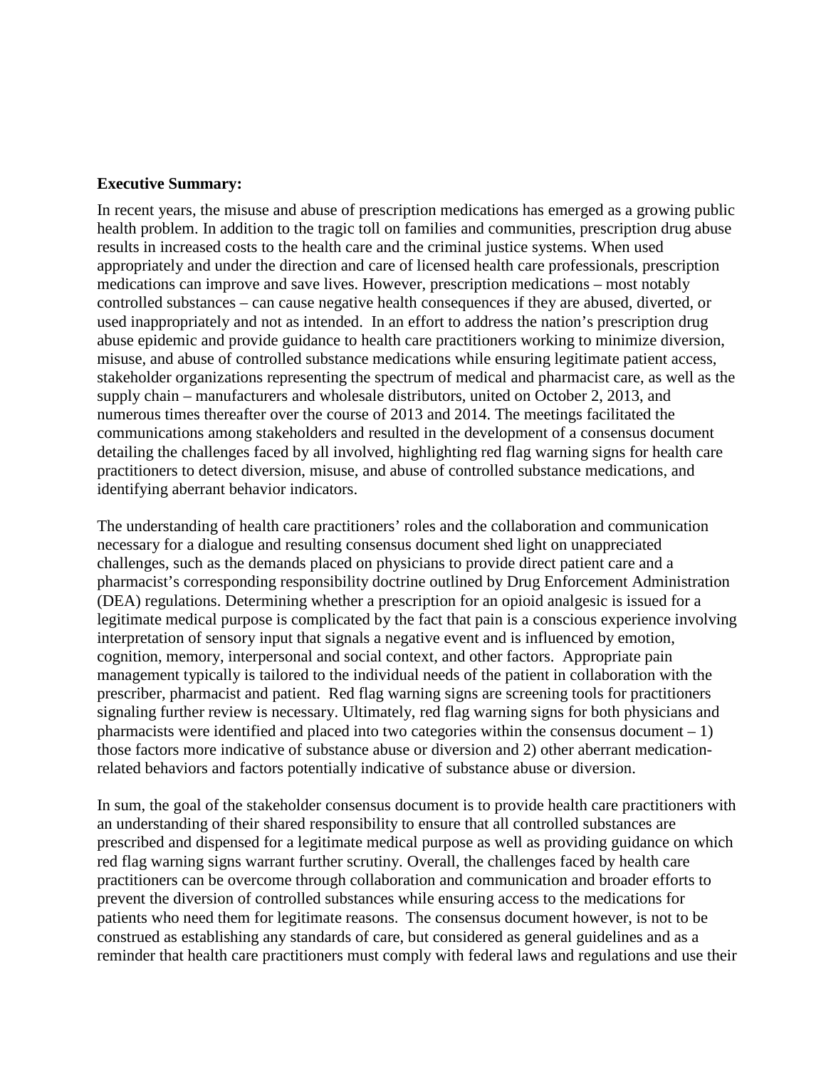**Executive Summary:**

In recent years, the misuse and abuse of prescription medications has emerged as a growing public health problem. In addition to the tragic toll on families and communities, prescription drug abuse results in increased costs to the health care and the criminal justice systems. When used appropriately and under the direction and care of licensed health care professionals, prescription medications can improve and save lives. However, prescription medications – most notably controlled substances – can cause negative health consequences if they are abused, diverted, or used inappropriately and not as intended. In an effort to address the nation's prescription drug abuse epidemic and provide guidance to health care practitioners working to minimize diversion, misuse, and abuse of controlled substance medications while ensuring legitimate patient access, stakeholder organizations representing the spectrum of medical and pharmacist care, as well as the supply chain – manufacturers and wholesale distributors, united on October 2, 2013, and numerous times thereafter over the course of 2013 and 2014. The meetings facilitated the communications among stakeholders and resulted in the development of a consensus document detailing the challenges faced by all involved, highlighting red flag warning signs for health care practitioners to detect diversion, misuse, and abuse of controlled substance medications, and identifying aberrant behavior indicators.

The understanding of health care practitioners' roles and the collaboration and communication necessary for a dialogue and resulting consensus document shed light on unappreciated challenges, such as the demands placed on physicians to provide direct patient care and a pharmacist's corresponding responsibility doctrine outlined by Drug Enforcement Administration (DEA) regulations. Determining whether a prescription for an opioid analgesic is issued for a legitimate medical purpose is complicated by the fact that pain is a conscious experience involving interpretation of sensory input that signals a negative event and is influenced by emotion, cognition, memory, interpersonal and social context, and other factors. Appropriate pain management typically is tailored to the individual needs of the patient in collaboration with the prescriber, pharmacist and patient. Red flag warning signs are screening tools for practitioners signaling further review is necessary. Ultimately, red flag warning signs for both physicians and pharmacists were identified and placed into two categories within the consensus document – 1) those factors more indicative of substance abuse or diversion and 2) other aberrant medication-related behaviors and factors potentially indicative of substance abuse or diversion.

In sum, the goal of the stakeholder consensus document is to provide health care practitioners with an understanding of their shared responsibility to ensure that all controlled substances are prescribed and dispensed for a legitimate medical purpose as well as providing guidance on which red flag warning signs warrant further scrutiny. Overall, the challenges faced by health care practitioners can be overcome through collaboration and communication and broader efforts to prevent the diversion of controlled substances while ensuring access to the medications for patients who need them for legitimate reasons. The consensus document however, is not to be construed as establishing any standards of care, but considered as general guidelines and as a reminder that health care practitioners must comply with federal laws and regulations and use their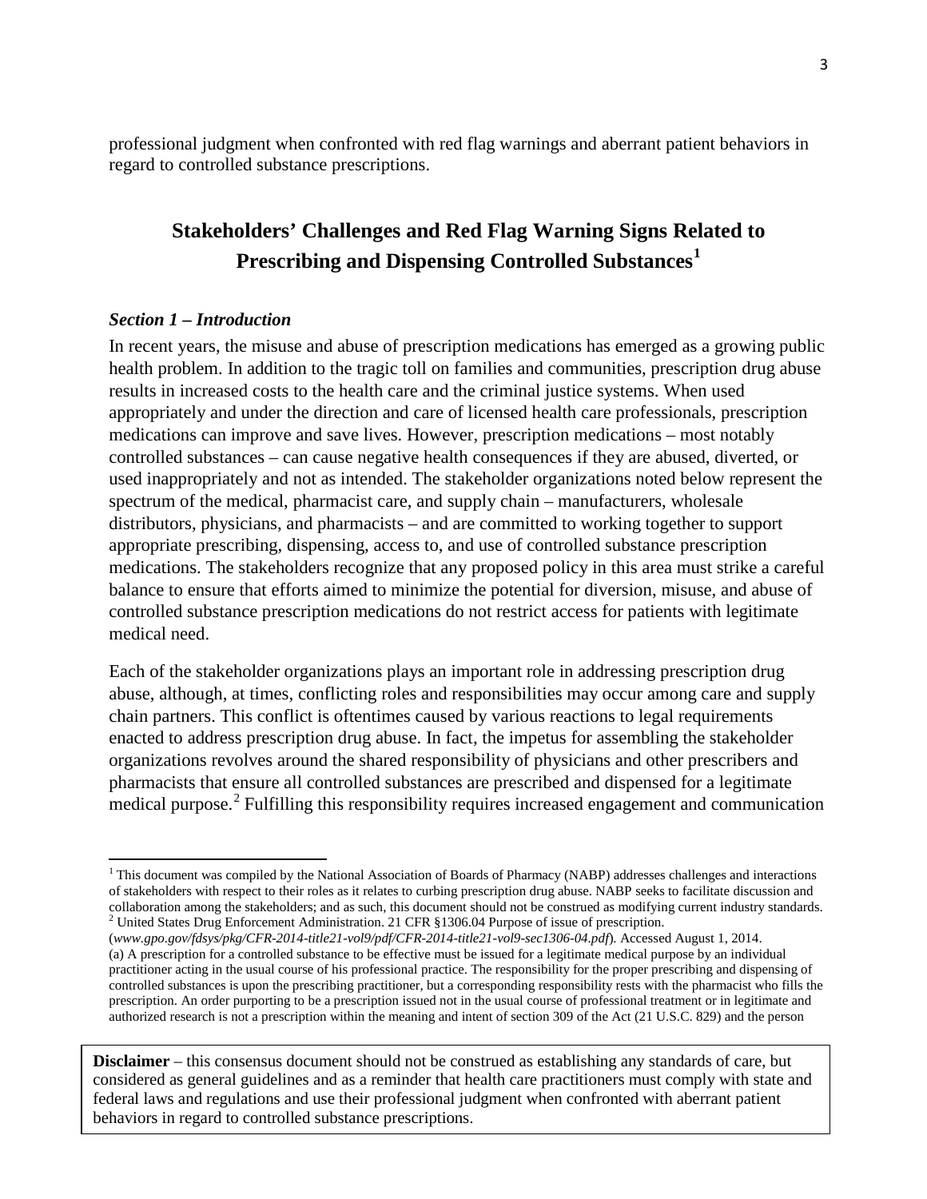professional judgment when confronted with red flag warnings and aberrant patient behaviors in regard to controlled substance prescriptions.

## Stakeholders' Challenges and Red Flag Warning Signs Related to Prescribing and Dispensing Controlled Substances[1]

### *Section 1 – Introduction*

In recent years, the misuse and abuse of prescription medications has emerged as a growing public health problem. In addition to the tragic toll on families and communities, prescription drug abuse results in increased costs to the health care and the criminal justice systems. When used appropriately and under the direction and care of licensed health care professionals, prescription medications can improve and save lives. However, prescription medications – most notably controlled substances – can cause negative health consequences if they are abused, diverted, or used inappropriately and not as intended. The stakeholder organizations noted below represent the spectrum of the medical, pharmacist care, and supply chain – manufacturers, wholesale distributors, physicians, and pharmacists – and are committed to working together to support appropriate prescribing, dispensing, access to, and use of controlled substance prescription medications. The stakeholders recognize that any proposed policy in this area must strike a careful balance to ensure that efforts aimed to minimize the potential for diversion, misuse, and abuse of controlled substance prescription medications do not restrict access for patients with legitimate medical need.

Each of the stakeholder organizations plays an important role in addressing prescription drug abuse, although, at times, conflicting roles and responsibilities may occur among care and supply chain partners. This conflict is oftentimes caused by various reactions to legal requirements enacted to address prescription drug abuse. In fact, the impetus for assembling the stakeholder organizations revolves around the shared responsibility of physicians and other prescribers and pharmacists that ensure all controlled substances are prescribed and dispensed for a legitimate medical purpose.[2] Fulfilling this responsibility requires increased engagement and communication

---

[1] This document was compiled by the National Association of Boards of Pharmacy (NABP) addresses challenges and interactions of stakeholders with respect to their roles as it relates to curbing prescription drug abuse. NABP seeks to facilitate discussion and collaboration among the stakeholders; and as such, this document should not be construed as modifying current industry standards.

[2] United States Drug Enforcement Administration. 21 CFR §1306.04 Purpose of issue of prescription. (*www.gpo.gov/fdsys/pkg/CFR-2014-title21-vol9/pdf/CFR-2014-title21-vol9-sec1306-04.pdf*). Accessed August 1, 2014. (a) A prescription for a controlled substance to be effective must be issued for a legitimate medical purpose by an individual practitioner acting in the usual course of his professional practice. The responsibility for the proper prescribing and dispensing of controlled substances is upon the prescribing practitioner, but a corresponding responsibility rests with the pharmacist who fills the prescription. An order purporting to be a prescription issued not in the usual course of professional treatment or in legitimate and authorized research is not a prescription within the meaning and intent of section 309 of the Act (21 U.S.C. 829) and the person

**Disclaimer** – this consensus document should not be construed as establishing any standards of care, but considered as general guidelines and as a reminder that health care practitioners must comply with state and federal laws and regulations and use their professional judgment when confronted with aberrant patient behaviors in regard to controlled substance prescriptions.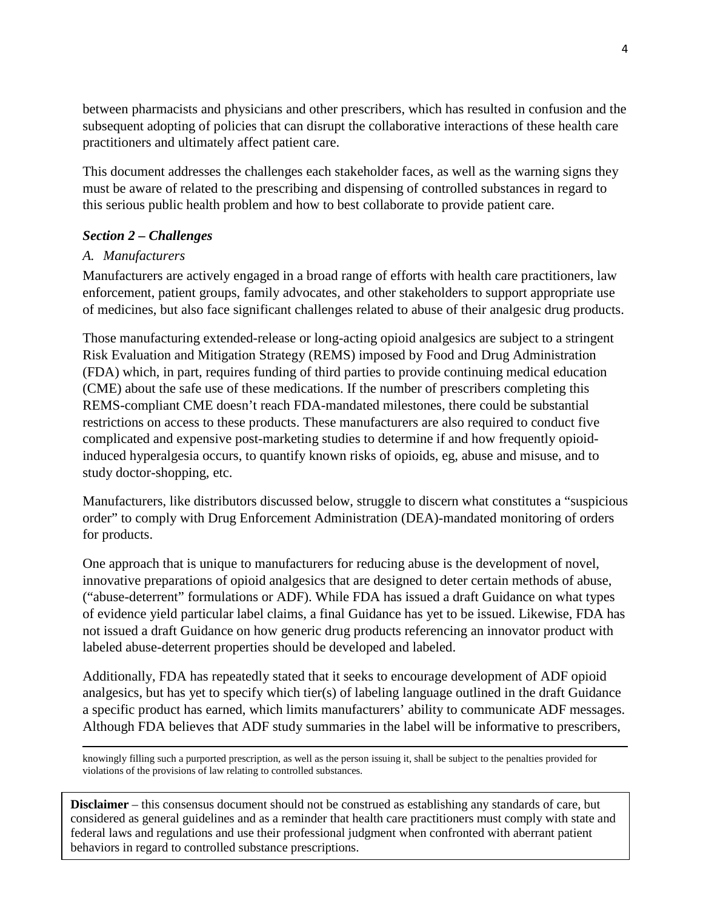between pharmacists and physicians and other prescribers, which has resulted in confusion and the subsequent adopting of policies that can disrupt the collaborative interactions of these health care practitioners and ultimately affect patient care.

This document addresses the challenges each stakeholder faces, as well as the warning signs they must be aware of related to the prescribing and dispensing of controlled substances in regard to this serious public health problem and how to best collaborate to provide patient care.

### *Section 2 – Challenges*

#### *A. Manufacturers*

Manufacturers are actively engaged in a broad range of efforts with health care practitioners, law enforcement, patient groups, family advocates, and other stakeholders to support appropriate use of medicines, but also face significant challenges related to abuse of their analgesic drug products.

Those manufacturing extended-release or long-acting opioid analgesics are subject to a stringent Risk Evaluation and Mitigation Strategy (REMS) imposed by Food and Drug Administration (FDA) which, in part, requires funding of third parties to provide continuing medical education (CME) about the safe use of these medications. If the number of prescribers completing this REMS-compliant CME doesn't reach FDA-mandated milestones, there could be substantial restrictions on access to these products. These manufacturers are also required to conduct five complicated and expensive post-marketing studies to determine if and how frequently opioid-induced hyperalgesia occurs, to quantify known risks of opioids, eg, abuse and misuse, and to study doctor-shopping, etc.

Manufacturers, like distributors discussed below, struggle to discern what constitutes a "suspicious order" to comply with Drug Enforcement Administration (DEA)-mandated monitoring of orders for products.

One approach that is unique to manufacturers for reducing abuse is the development of novel, innovative preparations of opioid analgesics that are designed to deter certain methods of abuse, ("abuse-deterrent" formulations or ADF). While FDA has issued a draft Guidance on what types of evidence yield particular label claims, a final Guidance has yet to be issued. Likewise, FDA has not issued a draft Guidance on how generic drug products referencing an innovator product with labeled abuse-deterrent properties should be developed and labeled.

Additionally, FDA has repeatedly stated that it seeks to encourage development of ADF opioid analgesics, but has yet to specify which tier(s) of labeling language outlined in the draft Guidance a specific product has earned, which limits manufacturers' ability to communicate ADF messages. Although FDA believes that ADF study summaries in the label will be informative to prescribers,

---

knowingly filling such a purported prescription, as well as the person issuing it, shall be subject to the penalties provided for violations of the provisions of law relating to controlled substances.

**Disclaimer** – this consensus document should not be construed as establishing any standards of care, but considered as general guidelines and as a reminder that health care practitioners must comply with state and federal laws and regulations and use their professional judgment when confronted with aberrant patient behaviors in regard to controlled substance prescriptions.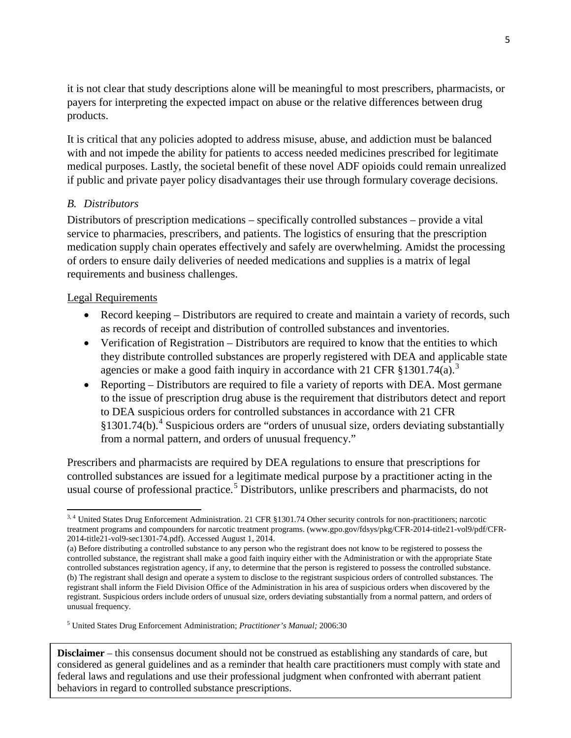it is not clear that study descriptions alone will be meaningful to most prescribers, pharmacists, or payers for interpreting the expected impact on abuse or the relative differences between drug products.

It is critical that any policies adopted to address misuse, abuse, and addiction must be balanced with and not impede the ability for patients to access needed medicines prescribed for legitimate medical purposes. Lastly, the societal benefit of these novel ADF opioids could remain unrealized if public and private payer policy disadvantages their use through formulary coverage decisions.

### *B. Distributors*

Distributors of prescription medications – specifically controlled substances – provide a vital service to pharmacies, prescribers, and patients. The logistics of ensuring that the prescription medication supply chain operates effectively and safely are overwhelming. Amidst the processing of orders to ensure daily deliveries of needed medications and supplies is a matrix of legal requirements and business challenges.

Legal Requirements

- Record keeping – Distributors are required to create and maintain a variety of records, such as records of receipt and distribution of controlled substances and inventories.
- Verification of Registration – Distributors are required to know that the entities to which they distribute controlled substances are properly registered with DEA and applicable state agencies or make a good faith inquiry in accordance with 21 CFR §1301.74(a).[3]
- Reporting – Distributors are required to file a variety of reports with DEA. Most germane to the issue of prescription drug abuse is the requirement that distributors detect and report to DEA suspicious orders for controlled substances in accordance with 21 CFR §1301.74(b).[4] Suspicious orders are "orders of unusual size, orders deviating substantially from a normal pattern, and orders of unusual frequency."

Prescribers and pharmacists are required by DEA regulations to ensure that prescriptions for controlled substances are issued for a legitimate medical purpose by a practitioner acting in the usual course of professional practice.[5] Distributors, unlike prescribers and pharmacists, do not

---

[3, 4] United States Drug Enforcement Administration. 21 CFR §1301.74 Other security controls for non-practitioners; narcotic treatment programs and compounders for narcotic treatment programs. (www.gpo.gov/fdsys/pkg/CFR-2014-title21-vol9/pdf/CFR-2014-title21-vol9-sec1301-74.pdf). Accessed August 1, 2014.

(a) Before distributing a controlled substance to any person who the registrant does not know to be registered to possess the controlled substance, the registrant shall make a good faith inquiry either with the Administration or with the appropriate State controlled substances registration agency, if any, to determine that the person is registered to possess the controlled substance.
(b) The registrant shall design and operate a system to disclose to the registrant suspicious orders of controlled substances. The registrant shall inform the Field Division Office of the Administration in his area of suspicious orders when discovered by the registrant. Suspicious orders include orders of unusual size, orders deviating substantially from a normal pattern, and orders of unusual frequency.

[5] United States Drug Enforcement Administration; *Practitioner's Manual;* 2006:30

**Disclaimer** – this consensus document should not be construed as establishing any standards of care, but considered as general guidelines and as a reminder that health care practitioners must comply with state and federal laws and regulations and use their professional judgment when confronted with aberrant patient behaviors in regard to controlled substance prescriptions.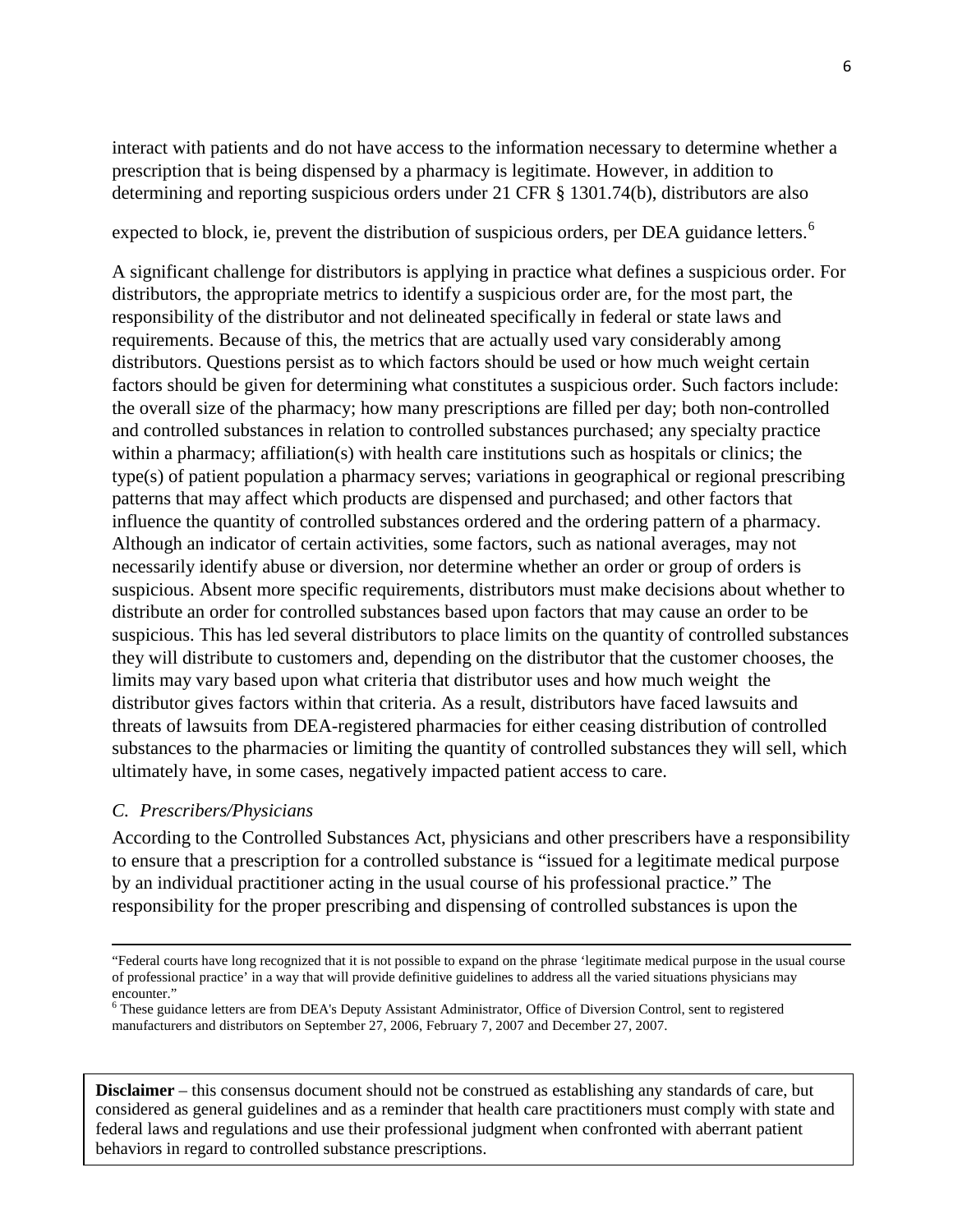interact with patients and do not have access to the information necessary to determine whether a prescription that is being dispensed by a pharmacy is legitimate. However, in addition to determining and reporting suspicious orders under 21 CFR § 1301.74(b), distributors are also expected to block, ie, prevent the distribution of suspicious orders, per DEA guidance letters.[6]

A significant challenge for distributors is applying in practice what defines a suspicious order. For distributors, the appropriate metrics to identify a suspicious order are, for the most part, the responsibility of the distributor and not delineated specifically in federal or state laws and requirements. Because of this, the metrics that are actually used vary considerably among distributors. Questions persist as to which factors should be used or how much weight certain factors should be given for determining what constitutes a suspicious order. Such factors include: the overall size of the pharmacy; how many prescriptions are filled per day; both non-controlled and controlled substances in relation to controlled substances purchased; any specialty practice within a pharmacy; affiliation(s) with health care institutions such as hospitals or clinics; the type(s) of patient population a pharmacy serves; variations in geographical or regional prescribing patterns that may affect which products are dispensed and purchased; and other factors that influence the quantity of controlled substances ordered and the ordering pattern of a pharmacy. Although an indicator of certain activities, some factors, such as national averages, may not necessarily identify abuse or diversion, nor determine whether an order or group of orders is suspicious. Absent more specific requirements, distributors must make decisions about whether to distribute an order for controlled substances based upon factors that may cause an order to be suspicious. This has led several distributors to place limits on the quantity of controlled substances they will distribute to customers and, depending on the distributor that the customer chooses, the limits may vary based upon what criteria that distributor uses and how much weight the distributor gives factors within that criteria. As a result, distributors have faced lawsuits and threats of lawsuits from DEA-registered pharmacies for either ceasing distribution of controlled substances to the pharmacies or limiting the quantity of controlled substances they will sell, which ultimately have, in some cases, negatively impacted patient access to care.

### *C. Prescribers/Physicians*

According to the Controlled Substances Act, physicians and other prescribers have a responsibility to ensure that a prescription for a controlled substance is "issued for a legitimate medical purpose by an individual practitioner acting in the usual course of his professional practice." The responsibility for the proper prescribing and dispensing of controlled substances is upon the

---

"Federal courts have long recognized that it is not possible to expand on the phrase 'legitimate medical purpose in the usual course of professional practice' in a way that will provide definitive guidelines to address all the varied situations physicians may encounter."

[6] These guidance letters are from DEA's Deputy Assistant Administrator, Office of Diversion Control, sent to registered manufacturers and distributors on September 27, 2006, February 7, 2007 and December 27, 2007.

**Disclaimer** – this consensus document should not be construed as establishing any standards of care, but considered as general guidelines and as a reminder that health care practitioners must comply with state and federal laws and regulations and use their professional judgment when confronted with aberrant patient behaviors in regard to controlled substance prescriptions.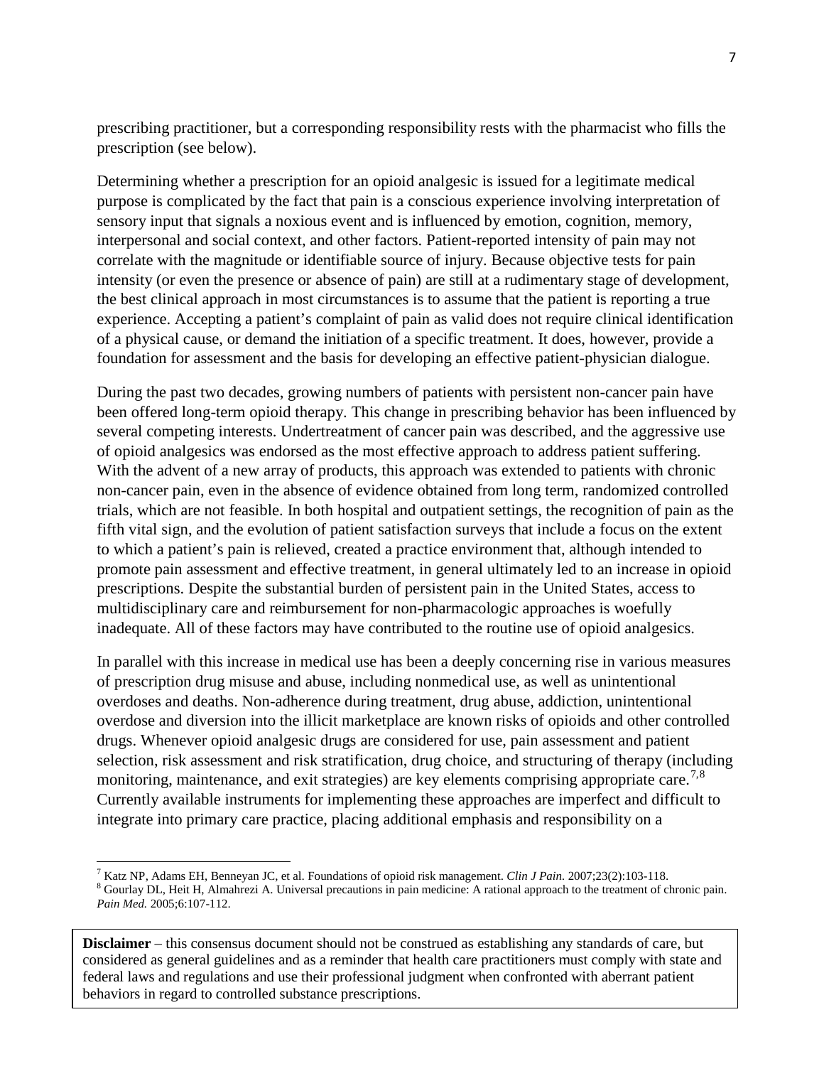prescribing practitioner, but a corresponding responsibility rests with the pharmacist who fills the prescription (see below).

Determining whether a prescription for an opioid analgesic is issued for a legitimate medical purpose is complicated by the fact that pain is a conscious experience involving interpretation of sensory input that signals a noxious event and is influenced by emotion, cognition, memory, interpersonal and social context, and other factors. Patient-reported intensity of pain may not correlate with the magnitude or identifiable source of injury. Because objective tests for pain intensity (or even the presence or absence of pain) are still at a rudimentary stage of development, the best clinical approach in most circumstances is to assume that the patient is reporting a true experience. Accepting a patient's complaint of pain as valid does not require clinical identification of a physical cause, or demand the initiation of a specific treatment. It does, however, provide a foundation for assessment and the basis for developing an effective patient-physician dialogue.

During the past two decades, growing numbers of patients with persistent non-cancer pain have been offered long-term opioid therapy. This change in prescribing behavior has been influenced by several competing interests. Undertreatment of cancer pain was described, and the aggressive use of opioid analgesics was endorsed as the most effective approach to address patient suffering. With the advent of a new array of products, this approach was extended to patients with chronic non-cancer pain, even in the absence of evidence obtained from long term, randomized controlled trials, which are not feasible. In both hospital and outpatient settings, the recognition of pain as the fifth vital sign, and the evolution of patient satisfaction surveys that include a focus on the extent to which a patient's pain is relieved, created a practice environment that, although intended to promote pain assessment and effective treatment, in general ultimately led to an increase in opioid prescriptions. Despite the substantial burden of persistent pain in the United States, access to multidisciplinary care and reimbursement for non-pharmacologic approaches is woefully inadequate. All of these factors may have contributed to the routine use of opioid analgesics.

In parallel with this increase in medical use has been a deeply concerning rise in various measures of prescription drug misuse and abuse, including nonmedical use, as well as unintentional overdoses and deaths. Non-adherence during treatment, drug abuse, addiction, unintentional overdose and diversion into the illicit marketplace are known risks of opioids and other controlled drugs. Whenever opioid analgesic drugs are considered for use, pain assessment and patient selection, risk assessment and risk stratification, drug choice, and structuring of therapy (including monitoring, maintenance, and exit strategies) are key elements comprising appropriate care.[7,8] Currently available instruments for implementing these approaches are imperfect and difficult to integrate into primary care practice, placing additional emphasis and responsibility on a

---

[7] Katz NP, Adams EH, Benneyan JC, et al. Foundations of opioid risk management. *Clin J Pain.* 2007;23(2):103-118.

[8] Gourlay DL, Heit H, Almahrezi A. Universal precautions in pain medicine: A rational approach to the treatment of chronic pain. *Pain Med.* 2005;6:107-112.

**Disclaimer** – this consensus document should not be construed as establishing any standards of care, but considered as general guidelines and as a reminder that health care practitioners must comply with state and federal laws and regulations and use their professional judgment when confronted with aberrant patient behaviors in regard to controlled substance prescriptions.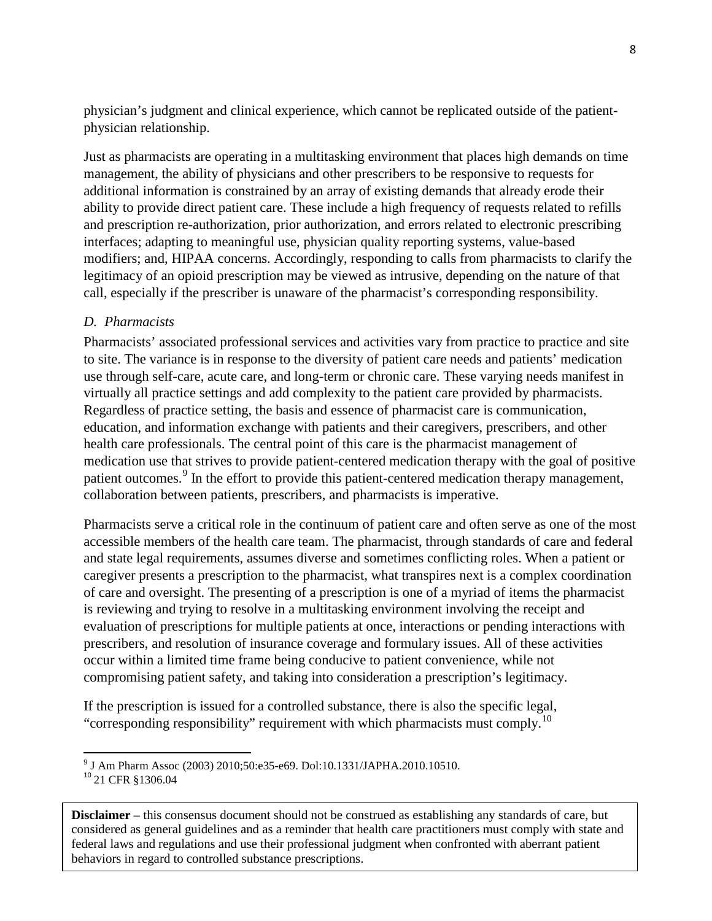physician's judgment and clinical experience, which cannot be replicated outside of the patient-physician relationship.

Just as pharmacists are operating in a multitasking environment that places high demands on time management, the ability of physicians and other prescribers to be responsive to requests for additional information is constrained by an array of existing demands that already erode their ability to provide direct patient care. These include a high frequency of requests related to refills and prescription re-authorization, prior authorization, and errors related to electronic prescribing interfaces; adapting to meaningful use, physician quality reporting systems, value-based modifiers; and, HIPAA concerns. Accordingly, responding to calls from pharmacists to clarify the legitimacy of an opioid prescription may be viewed as intrusive, depending on the nature of that call, especially if the prescriber is unaware of the pharmacist's corresponding responsibility.

### *D. Pharmacists*

Pharmacists' associated professional services and activities vary from practice to practice and site to site. The variance is in response to the diversity of patient care needs and patients' medication use through self-care, acute care, and long-term or chronic care. These varying needs manifest in virtually all practice settings and add complexity to the patient care provided by pharmacists. Regardless of practice setting, the basis and essence of pharmacist care is communication, education, and information exchange with patients and their caregivers, prescribers, and other health care professionals. The central point of this care is the pharmacist management of medication use that strives to provide patient-centered medication therapy with the goal of positive patient outcomes.[9] In the effort to provide this patient-centered medication therapy management, collaboration between patients, prescribers, and pharmacists is imperative.

Pharmacists serve a critical role in the continuum of patient care and often serve as one of the most accessible members of the health care team. The pharmacist, through standards of care and federal and state legal requirements, assumes diverse and sometimes conflicting roles. When a patient or caregiver presents a prescription to the pharmacist, what transpires next is a complex coordination of care and oversight. The presenting of a prescription is one of a myriad of items the pharmacist is reviewing and trying to resolve in a multitasking environment involving the receipt and evaluation of prescriptions for multiple patients at once, interactions or pending interactions with prescribers, and resolution of insurance coverage and formulary issues. All of these activities occur within a limited time frame being conducive to patient convenience, while not compromising patient safety, and taking into consideration a prescription's legitimacy.

If the prescription is issued for a controlled substance, there is also the specific legal, "corresponding responsibility" requirement with which pharmacists must comply.[10]

[9] J Am Pharm Assoc (2003) 2010;50:e35-e69. DoI:10.1331/JAPHA.2010.10510.

[10] 21 CFR §1306.04

**Disclaimer** – this consensus document should not be construed as establishing any standards of care, but considered as general guidelines and as a reminder that health care practitioners must comply with state and federal laws and regulations and use their professional judgment when confronted with aberrant patient behaviors in regard to controlled substance prescriptions.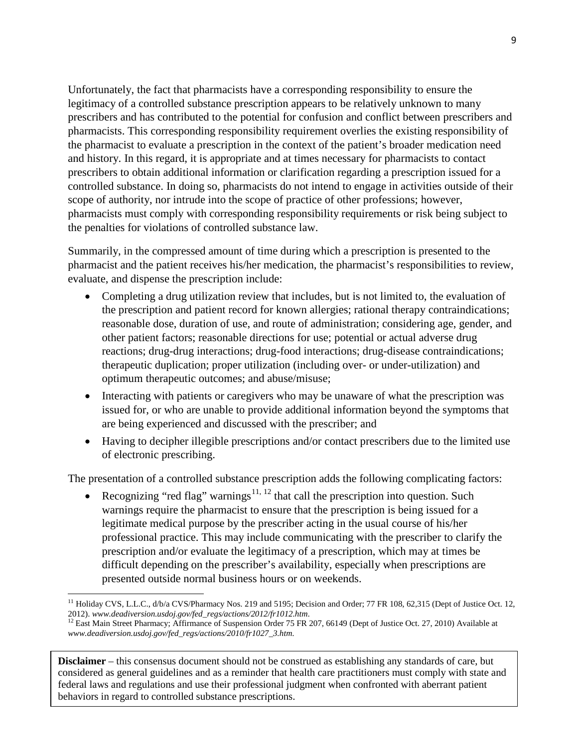Unfortunately, the fact that pharmacists have a corresponding responsibility to ensure the legitimacy of a controlled substance prescription appears to be relatively unknown to many prescribers and has contributed to the potential for confusion and conflict between prescribers and pharmacists. This corresponding responsibility requirement overlies the existing responsibility of the pharmacist to evaluate a prescription in the context of the patient's broader medication need and history. In this regard, it is appropriate and at times necessary for pharmacists to contact prescribers to obtain additional information or clarification regarding a prescription issued for a controlled substance. In doing so, pharmacists do not intend to engage in activities outside of their scope of authority, nor intrude into the scope of practice of other professions; however, pharmacists must comply with corresponding responsibility requirements or risk being subject to the penalties for violations of controlled substance law.

Summarily, in the compressed amount of time during which a prescription is presented to the pharmacist and the patient receives his/her medication, the pharmacist's responsibilities to review, evaluate, and dispense the prescription include:

- Completing a drug utilization review that includes, but is not limited to, the evaluation of the prescription and patient record for known allergies; rational therapy contraindications; reasonable dose, duration of use, and route of administration; considering age, gender, and other patient factors; reasonable directions for use; potential or actual adverse drug reactions; drug-drug interactions; drug-food interactions; drug-disease contraindications; therapeutic duplication; proper utilization (including over- or under-utilization) and optimum therapeutic outcomes; and abuse/misuse;
- Interacting with patients or caregivers who may be unaware of what the prescription was issued for, or who are unable to provide additional information beyond the symptoms that are being experienced and discussed with the prescriber; and
- Having to decipher illegible prescriptions and/or contact prescribers due to the limited use of electronic prescribing.

The presentation of a controlled substance prescription adds the following complicating factors:

- Recognizing "red flag" warnings[11, 12] that call the prescription into question. Such warnings require the pharmacist to ensure that the prescription is being issued for a legitimate medical purpose by the prescriber acting in the usual course of his/her professional practice. This may include communicating with the prescriber to clarify the prescription and/or evaluate the legitimacy of a prescription, which may at times be difficult depending on the prescriber's availability, especially when prescriptions are presented outside normal business hours or on weekends.

[11] Holiday CVS, L.L.C., d/b/a CVS/Pharmacy Nos. 219 and 5195; Decision and Order; 77 FR 108, 62,315 (Dept of Justice Oct. 12, 2012). *www.deadiversion.usdoj.gov/fed_regs/actions/2012/fr1012.htm*.

[12] East Main Street Pharmacy; Affirmance of Suspension Order 75 FR 207, 66149 (Dept of Justice Oct. 27, 2010) Available at *www.deadiversion.usdoj.gov/fed_regs/actions/2010/fr1027_3.htm.*

**Disclaimer** – this consensus document should not be construed as establishing any standards of care, but considered as general guidelines and as a reminder that health care practitioners must comply with state and federal laws and regulations and use their professional judgment when confronted with aberrant patient behaviors in regard to controlled substance prescriptions.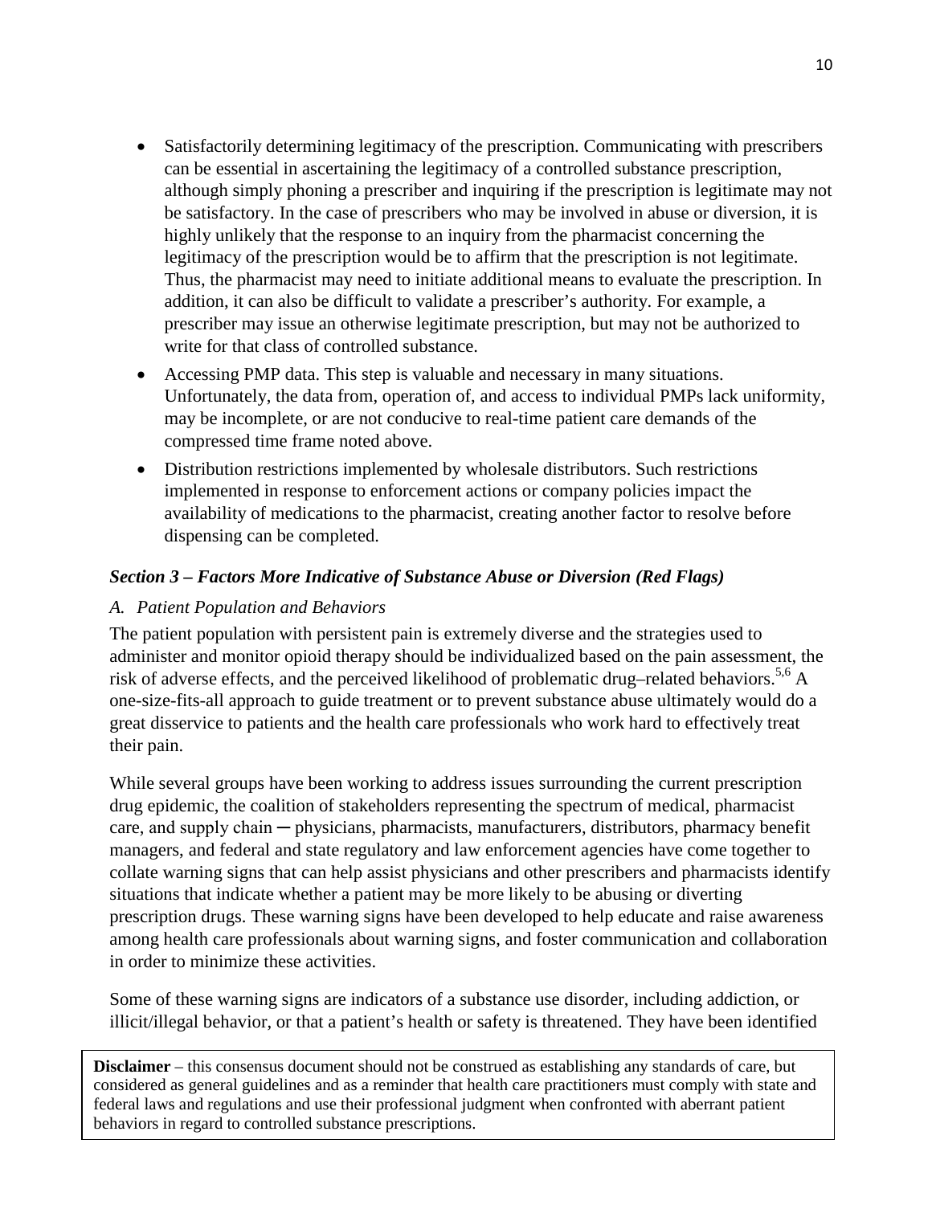- Satisfactorily determining legitimacy of the prescription. Communicating with prescribers can be essential in ascertaining the legitimacy of a controlled substance prescription, although simply phoning a prescriber and inquiring if the prescription is legitimate may not be satisfactory. In the case of prescribers who may be involved in abuse or diversion, it is highly unlikely that the response to an inquiry from the pharmacist concerning the legitimacy of the prescription would be to affirm that the prescription is not legitimate. Thus, the pharmacist may need to initiate additional means to evaluate the prescription. In addition, it can also be difficult to validate a prescriber's authority. For example, a prescriber may issue an otherwise legitimate prescription, but may not be authorized to write for that class of controlled substance.
- Accessing PMP data. This step is valuable and necessary in many situations. Unfortunately, the data from, operation of, and access to individual PMPs lack uniformity, may be incomplete, or are not conducive to real-time patient care demands of the compressed time frame noted above.
- Distribution restrictions implemented by wholesale distributors. Such restrictions implemented in response to enforcement actions or company policies impact the availability of medications to the pharmacist, creating another factor to resolve before dispensing can be completed.

### *Section 3 – Factors More Indicative of Substance Abuse or Diversion (Red Flags)*

#### *A. Patient Population and Behaviors*

The patient population with persistent pain is extremely diverse and the strategies used to administer and monitor opioid therapy should be individualized based on the pain assessment, the risk of adverse effects, and the perceived likelihood of problematic drug–related behaviors.[5,6] A one-size-fits-all approach to guide treatment or to prevent substance abuse ultimately would do a great disservice to patients and the health care professionals who work hard to effectively treat their pain.

While several groups have been working to address issues surrounding the current prescription drug epidemic, the coalition of stakeholders representing the spectrum of medical, pharmacist care, and supply chain ─ physicians, pharmacists, manufacturers, distributors, pharmacy benefit managers, and federal and state regulatory and law enforcement agencies have come together to collate warning signs that can help assist physicians and other prescribers and pharmacists identify situations that indicate whether a patient may be more likely to be abusing or diverting prescription drugs. These warning signs have been developed to help educate and raise awareness among health care professionals about warning signs, and foster communication and collaboration in order to minimize these activities.

Some of these warning signs are indicators of a substance use disorder, including addiction, or illicit/illegal behavior, or that a patient's health or safety is threatened. They have been identified

**Disclaimer** – this consensus document should not be construed as establishing any standards of care, but considered as general guidelines and as a reminder that health care practitioners must comply with state and federal laws and regulations and use their professional judgment when confronted with aberrant patient behaviors in regard to controlled substance prescriptions.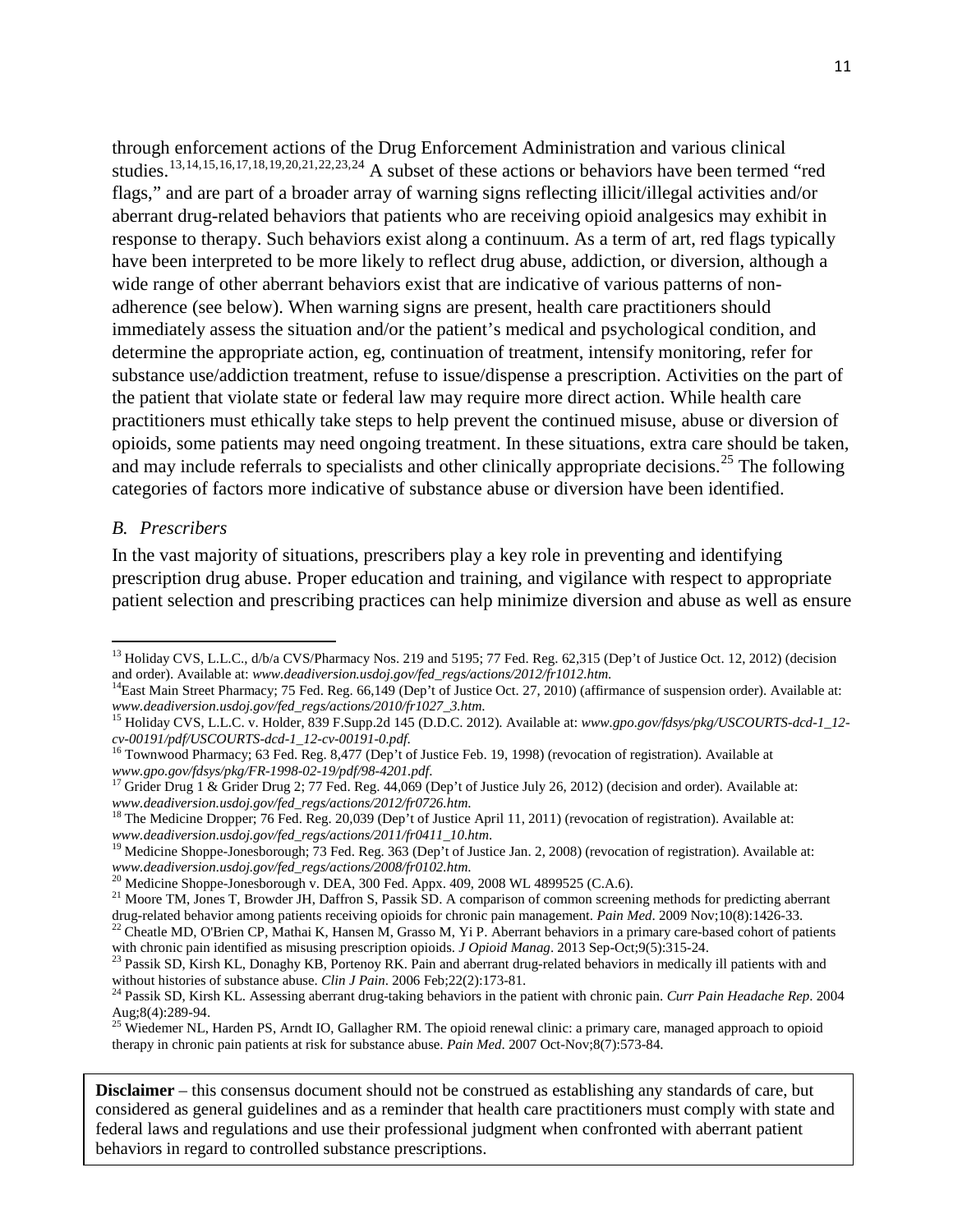through enforcement actions of the Drug Enforcement Administration and various clinical studies.[13,14,15,16,17,18,19,20,21,22,23,24] A subset of these actions or behaviors have been termed "red flags," and are part of a broader array of warning signs reflecting illicit/illegal activities and/or aberrant drug-related behaviors that patients who are receiving opioid analgesics may exhibit in response to therapy. Such behaviors exist along a continuum. As a term of art, red flags typically have been interpreted to be more likely to reflect drug abuse, addiction, or diversion, although a wide range of other aberrant behaviors exist that are indicative of various patterns of non-adherence (see below). When warning signs are present, health care practitioners should immediately assess the situation and/or the patient's medical and psychological condition, and determine the appropriate action, eg, continuation of treatment, intensify monitoring, refer for substance use/addiction treatment, refuse to issue/dispense a prescription. Activities on the part of the patient that violate state or federal law may require more direct action. While health care practitioners must ethically take steps to help prevent the continued misuse, abuse or diversion of opioids, some patients may need ongoing treatment. In these situations, extra care should be taken, and may include referrals to specialists and other clinically appropriate decisions.[25] The following categories of factors more indicative of substance abuse or diversion have been identified.

*B. Prescribers*

In the vast majority of situations, prescribers play a key role in preventing and identifying prescription drug abuse. Proper education and training, and vigilance with respect to appropriate patient selection and prescribing practices can help minimize diversion and abuse as well as ensure

---

[13] Holiday CVS, L.L.C., d/b/a CVS/Pharmacy Nos. 219 and 5195; 77 Fed. Reg. 62,315 (Dep't of Justice Oct. 12, 2012) (decision and order). Available at: *www.deadiversion.usdoj.gov/fed_regs/actions/2012/fr1012.htm.*

[14] East Main Street Pharmacy; 75 Fed. Reg. 66,149 (Dep't of Justice Oct. 27, 2010) (affirmance of suspension order). Available at: *www.deadiversion.usdoj.gov/fed_regs/actions/2010/fr1027_3.htm.*

[15] Holiday CVS, L.L.C. v. Holder, 839 F.Supp.2d 145 (D.D.C. 2012). Available at: *www.gpo.gov/fdsys/pkg/USCOURTS-dcd-1_12-cv-00191/pdf/USCOURTS-dcd-1_12-cv-00191-0.pdf.*

[16] Townwood Pharmacy; 63 Fed. Reg. 8,477 (Dep't of Justice Feb. 19, 1998) (revocation of registration). Available at *www.gpo.gov/fdsys/pkg/FR-1998-02-19/pdf/98-4201.pdf*.

[17] Grider Drug 1 & Grider Drug 2; 77 Fed. Reg. 44,069 (Dep't of Justice July 26, 2012) (decision and order). Available at: *www.deadiversion.usdoj.gov/fed_regs/actions/2012/fr0726.htm.*

[18] The Medicine Dropper; 76 Fed. Reg. 20,039 (Dep't of Justice April 11, 2011) (revocation of registration). Available at: *www.deadiversion.usdoj.gov/fed_regs/actions/2011/fr0411_10.htm*.

[19] Medicine Shoppe-Jonesborough; 73 Fed. Reg. 363 (Dep't of Justice Jan. 2, 2008) (revocation of registration). Available at: *www.deadiversion.usdoj.gov/fed_regs/actions/2008/fr0102.htm.*

[20] Medicine Shoppe-Jonesborough v. DEA, 300 Fed. Appx. 409, 2008 WL 4899525 (C.A.6).

[21] Moore TM, Jones T, Browder JH, Daffron S, Passik SD. A comparison of common screening methods for predicting aberrant drug-related behavior among patients receiving opioids for chronic pain management. *Pain Med*. 2009 Nov;10(8):1426-33.

[22] Cheatle MD, O'Brien CP, Mathai K, Hansen M, Grasso M, Yi P. Aberrant behaviors in a primary care-based cohort of patients with chronic pain identified as misusing prescription opioids. *J Opioid Manag*. 2013 Sep-Oct;9(5):315-24.

[23] Passik SD, Kirsh KL, Donaghy KB, Portenoy RK. Pain and aberrant drug-related behaviors in medically ill patients with and without histories of substance abuse. *Clin J Pain*. 2006 Feb;22(2):173-81.

[24] Passik SD, Kirsh KL. Assessing aberrant drug-taking behaviors in the patient with chronic pain. *Curr Pain Headache Rep*. 2004 Aug;8(4):289-94.

[25] Wiedemer NL, Harden PS, Arndt IO, Gallagher RM. The opioid renewal clinic: a primary care, managed approach to opioid therapy in chronic pain patients at risk for substance abuse. *Pain Med*. 2007 Oct-Nov;8(7):573-84.

**Disclaimer** – this consensus document should not be construed as establishing any standards of care, but considered as general guidelines and as a reminder that health care practitioners must comply with state and federal laws and regulations and use their professional judgment when confronted with aberrant patient behaviors in regard to controlled substance prescriptions.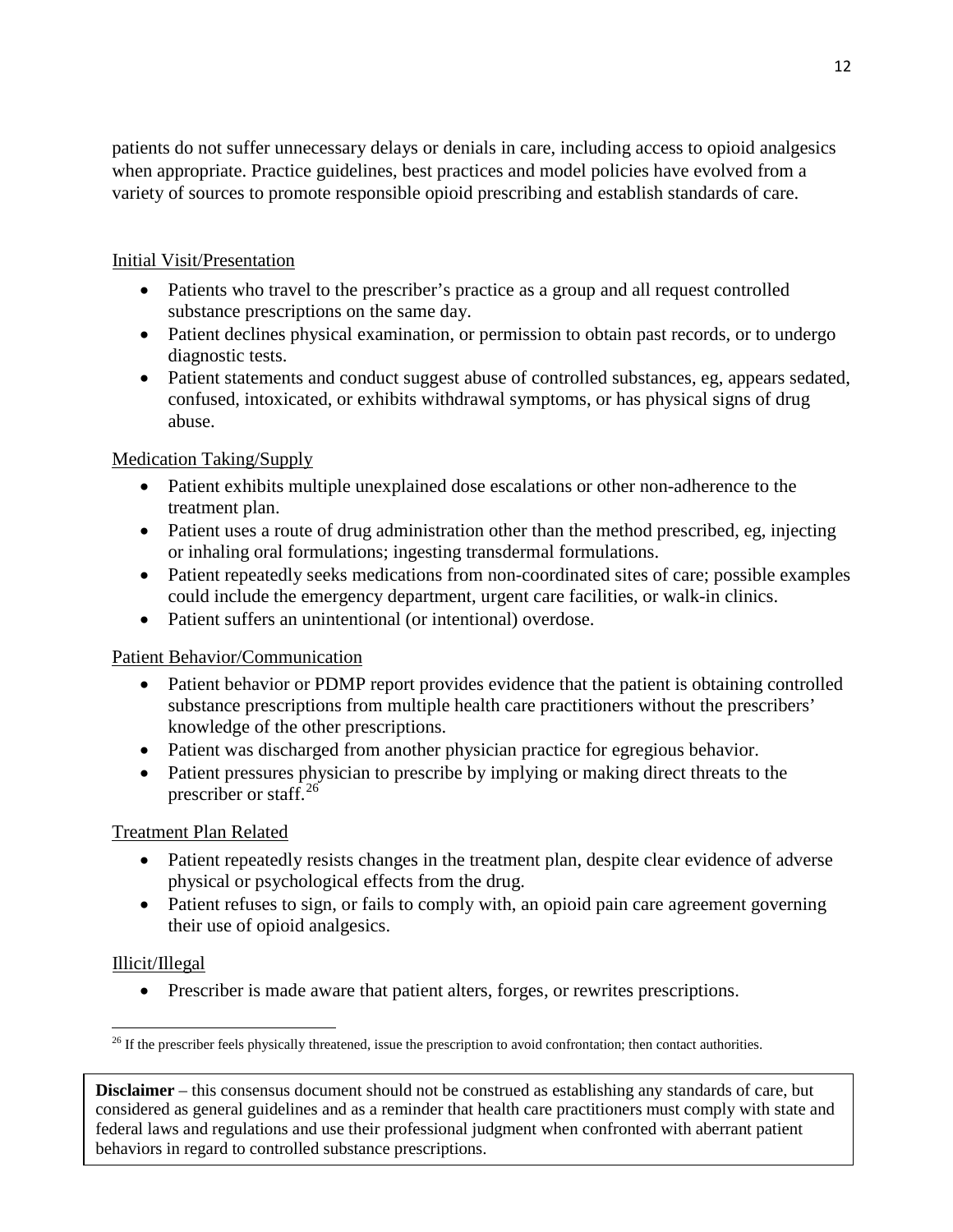patients do not suffer unnecessary delays or denials in care, including access to opioid analgesics when appropriate. Practice guidelines, best practices and model policies have evolved from a variety of sources to promote responsible opioid prescribing and establish standards of care.

Initial Visit/Presentation

- Patients who travel to the prescriber's practice as a group and all request controlled substance prescriptions on the same day.
- Patient declines physical examination, or permission to obtain past records, or to undergo diagnostic tests.
- Patient statements and conduct suggest abuse of controlled substances, eg, appears sedated, confused, intoxicated, or exhibits withdrawal symptoms, or has physical signs of drug abuse.

Medication Taking/Supply

- Patient exhibits multiple unexplained dose escalations or other non-adherence to the treatment plan.
- Patient uses a route of drug administration other than the method prescribed, eg, injecting or inhaling oral formulations; ingesting transdermal formulations.
- Patient repeatedly seeks medications from non-coordinated sites of care; possible examples could include the emergency department, urgent care facilities, or walk-in clinics.
- Patient suffers an unintentional (or intentional) overdose.

Patient Behavior/Communication

- Patient behavior or PDMP report provides evidence that the patient is obtaining controlled substance prescriptions from multiple health care practitioners without the prescribers' knowledge of the other prescriptions.
- Patient was discharged from another physician practice for egregious behavior.
- Patient pressures physician to prescribe by implying or making direct threats to the prescriber or staff.[26]

Treatment Plan Related

- Patient repeatedly resists changes in the treatment plan, despite clear evidence of adverse physical or psychological effects from the drug.
- Patient refuses to sign, or fails to comply with, an opioid pain care agreement governing their use of opioid analgesics.

Illicit/Illegal

- Prescriber is made aware that patient alters, forges, or rewrites prescriptions.

[26] If the prescriber feels physically threatened, issue the prescription to avoid confrontation; then contact authorities.

**Disclaimer** – this consensus document should not be construed as establishing any standards of care, but considered as general guidelines and as a reminder that health care practitioners must comply with state and federal laws and regulations and use their professional judgment when confronted with aberrant patient behaviors in regard to controlled substance prescriptions.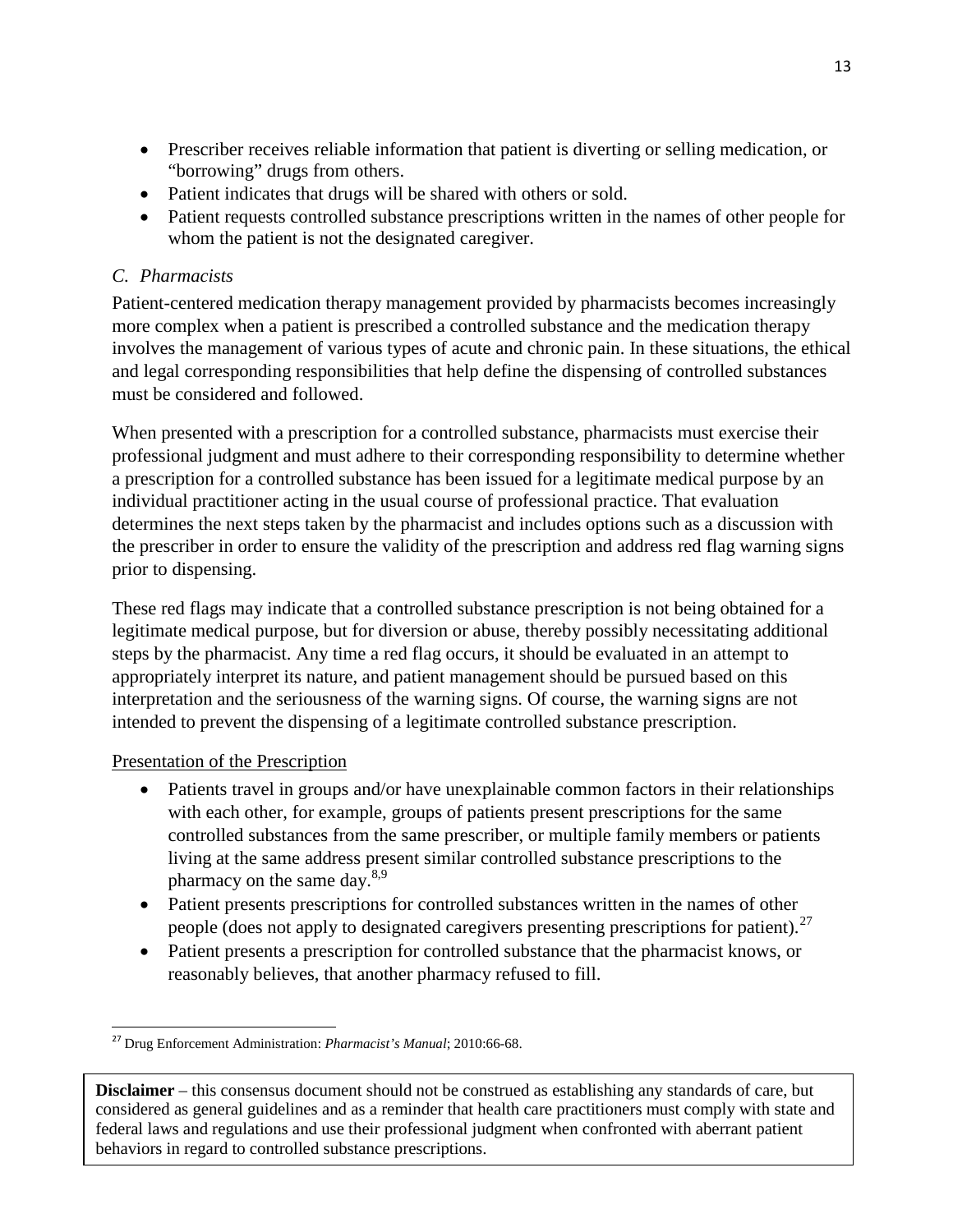- Prescriber receives reliable information that patient is diverting or selling medication, or "borrowing" drugs from others.
- Patient indicates that drugs will be shared with others or sold.
- Patient requests controlled substance prescriptions written in the names of other people for whom the patient is not the designated caregiver.

### *C. Pharmacists*

Patient-centered medication therapy management provided by pharmacists becomes increasingly more complex when a patient is prescribed a controlled substance and the medication therapy involves the management of various types of acute and chronic pain. In these situations, the ethical and legal corresponding responsibilities that help define the dispensing of controlled substances must be considered and followed.

When presented with a prescription for a controlled substance, pharmacists must exercise their professional judgment and must adhere to their corresponding responsibility to determine whether a prescription for a controlled substance has been issued for a legitimate medical purpose by an individual practitioner acting in the usual course of professional practice. That evaluation determines the next steps taken by the pharmacist and includes options such as a discussion with the prescriber in order to ensure the validity of the prescription and address red flag warning signs prior to dispensing.

These red flags may indicate that a controlled substance prescription is not being obtained for a legitimate medical purpose, but for diversion or abuse, thereby possibly necessitating additional steps by the pharmacist. Any time a red flag occurs, it should be evaluated in an attempt to appropriately interpret its nature, and patient management should be pursued based on this interpretation and the seriousness of the warning signs. Of course, the warning signs are not intended to prevent the dispensing of a legitimate controlled substance prescription.

Presentation of the Prescription

- Patients travel in groups and/or have unexplainable common factors in their relationships with each other, for example, groups of patients present prescriptions for the same controlled substances from the same prescriber, or multiple family members or patients living at the same address present similar controlled substance prescriptions to the pharmacy on the same day.[8,9]
- Patient presents prescriptions for controlled substances written in the names of other people (does not apply to designated caregivers presenting prescriptions for patient).[27]
- Patient presents a prescription for controlled substance that the pharmacist knows, or reasonably believes, that another pharmacy refused to fill.

[27] Drug Enforcement Administration: *Pharmacist's Manual*; 2010:66-68.

**Disclaimer** – this consensus document should not be construed as establishing any standards of care, but considered as general guidelines and as a reminder that health care practitioners must comply with state and federal laws and regulations and use their professional judgment when confronted with aberrant patient behaviors in regard to controlled substance prescriptions.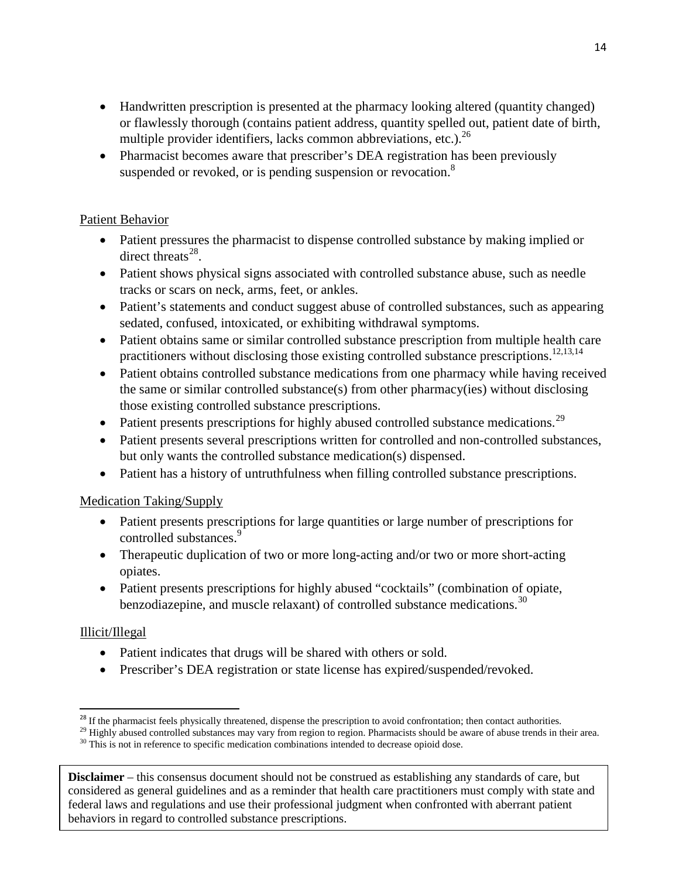- Handwritten prescription is presented at the pharmacy looking altered (quantity changed) or flawlessly thorough (contains patient address, quantity spelled out, patient date of birth, multiple provider identifiers, lacks common abbreviations, etc.).[26]
- Pharmacist becomes aware that prescriber's DEA registration has been previously suspended or revoked, or is pending suspension or revocation.[8]

Patient Behavior

- Patient pressures the pharmacist to dispense controlled substance by making implied or direct threats[28].
- Patient shows physical signs associated with controlled substance abuse, such as needle tracks or scars on neck, arms, feet, or ankles.
- Patient's statements and conduct suggest abuse of controlled substances, such as appearing sedated, confused, intoxicated, or exhibiting withdrawal symptoms.
- Patient obtains same or similar controlled substance prescription from multiple health care practitioners without disclosing those existing controlled substance prescriptions.[12,13,14]
- Patient obtains controlled substance medications from one pharmacy while having received the same or similar controlled substance(s) from other pharmacy(ies) without disclosing those existing controlled substance prescriptions.
- Patient presents prescriptions for highly abused controlled substance medications.[29]
- Patient presents several prescriptions written for controlled and non-controlled substances, but only wants the controlled substance medication(s) dispensed.
- Patient has a history of untruthfulness when filling controlled substance prescriptions.

Medication Taking/Supply

- Patient presents prescriptions for large quantities or large number of prescriptions for controlled substances.[9]
- Therapeutic duplication of two or more long-acting and/or two or more short-acting opiates.
- Patient presents prescriptions for highly abused "cocktails" (combination of opiate, benzodiazepine, and muscle relaxant) of controlled substance medications.[30]

Illicit/Illegal

- Patient indicates that drugs will be shared with others or sold.
- Prescriber's DEA registration or state license has expired/suspended/revoked.

---

[28] If the pharmacist feels physically threatened, dispense the prescription to avoid confrontation; then contact authorities.

[29] Highly abused controlled substances may vary from region to region. Pharmacists should be aware of abuse trends in their area.

[30] This is not in reference to specific medication combinations intended to decrease opioid dose.

**Disclaimer** – this consensus document should not be construed as establishing any standards of care, but considered as general guidelines and as a reminder that health care practitioners must comply with state and federal laws and regulations and use their professional judgment when confronted with aberrant patient behaviors in regard to controlled substance prescriptions.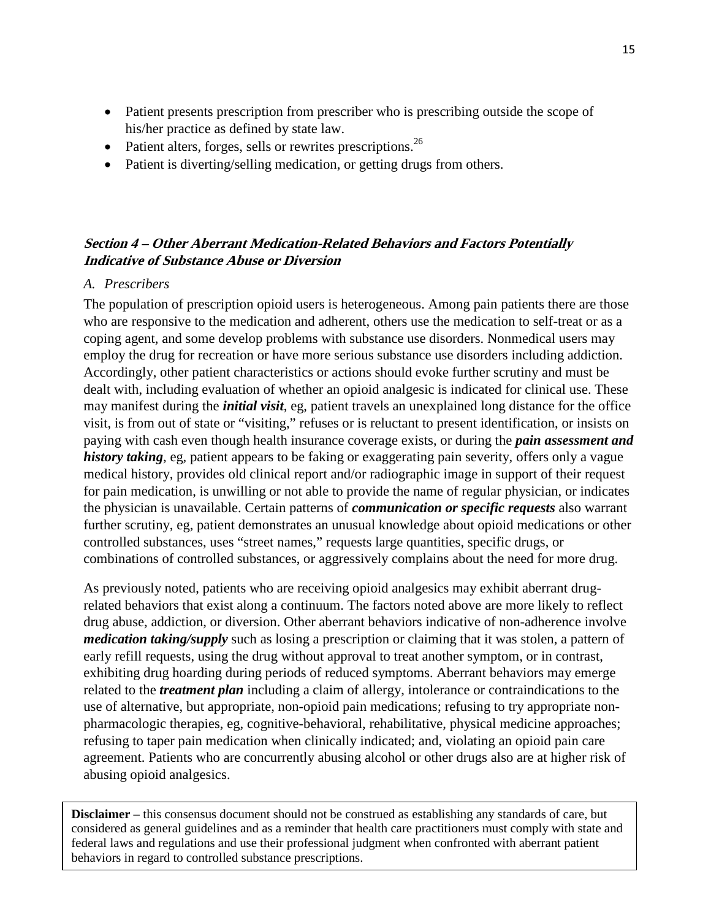- Patient presents prescription from prescriber who is prescribing outside the scope of his/her practice as defined by state law.
- Patient alters, forges, sells or rewrites prescriptions.[26]
- Patient is diverting/selling medication, or getting drugs from others.

## ***Section 4 – Other Aberrant Medication-Related Behaviors and Factors Potentially Indicative of Substance Abuse or Diversion***

### *A. Prescribers*

The population of prescription opioid users is heterogeneous. Among pain patients there are those who are responsive to the medication and adherent, others use the medication to self-treat or as a coping agent, and some develop problems with substance use disorders. Nonmedical users may employ the drug for recreation or have more serious substance use disorders including addiction. Accordingly, other patient characteristics or actions should evoke further scrutiny and must be dealt with, including evaluation of whether an opioid analgesic is indicated for clinical use. These may manifest during the ***initial visit***, eg, patient travels an unexplained long distance for the office visit, is from out of state or "visiting," refuses or is reluctant to present identification, or insists on paying with cash even though health insurance coverage exists, or during the ***pain assessment and history taking***, eg, patient appears to be faking or exaggerating pain severity, offers only a vague medical history, provides old clinical report and/or radiographic image in support of their request for pain medication, is unwilling or not able to provide the name of regular physician, or indicates the physician is unavailable. Certain patterns of ***communication or specific requests*** also warrant further scrutiny, eg, patient demonstrates an unusual knowledge about opioid medications or other controlled substances, uses "street names," requests large quantities, specific drugs, or combinations of controlled substances, or aggressively complains about the need for more drug.

As previously noted, patients who are receiving opioid analgesics may exhibit aberrant drug-related behaviors that exist along a continuum. The factors noted above are more likely to reflect drug abuse, addiction, or diversion. Other aberrant behaviors indicative of non-adherence involve ***medication taking/supply*** such as losing a prescription or claiming that it was stolen, a pattern of early refill requests, using the drug without approval to treat another symptom, or in contrast, exhibiting drug hoarding during periods of reduced symptoms. Aberrant behaviors may emerge related to the ***treatment plan*** including a claim of allergy, intolerance or contraindications to the use of alternative, but appropriate, non-opioid pain medications; refusing to try appropriate non-pharmacologic therapies, eg, cognitive-behavioral, rehabilitative, physical medicine approaches; refusing to taper pain medication when clinically indicated; and, violating an opioid pain care agreement. Patients who are concurrently abusing alcohol or other drugs also are at higher risk of abusing opioid analgesics.

**Disclaimer** – this consensus document should not be construed as establishing any standards of care, but considered as general guidelines and as a reminder that health care practitioners must comply with state and federal laws and regulations and use their professional judgment when confronted with aberrant patient behaviors in regard to controlled substance prescriptions.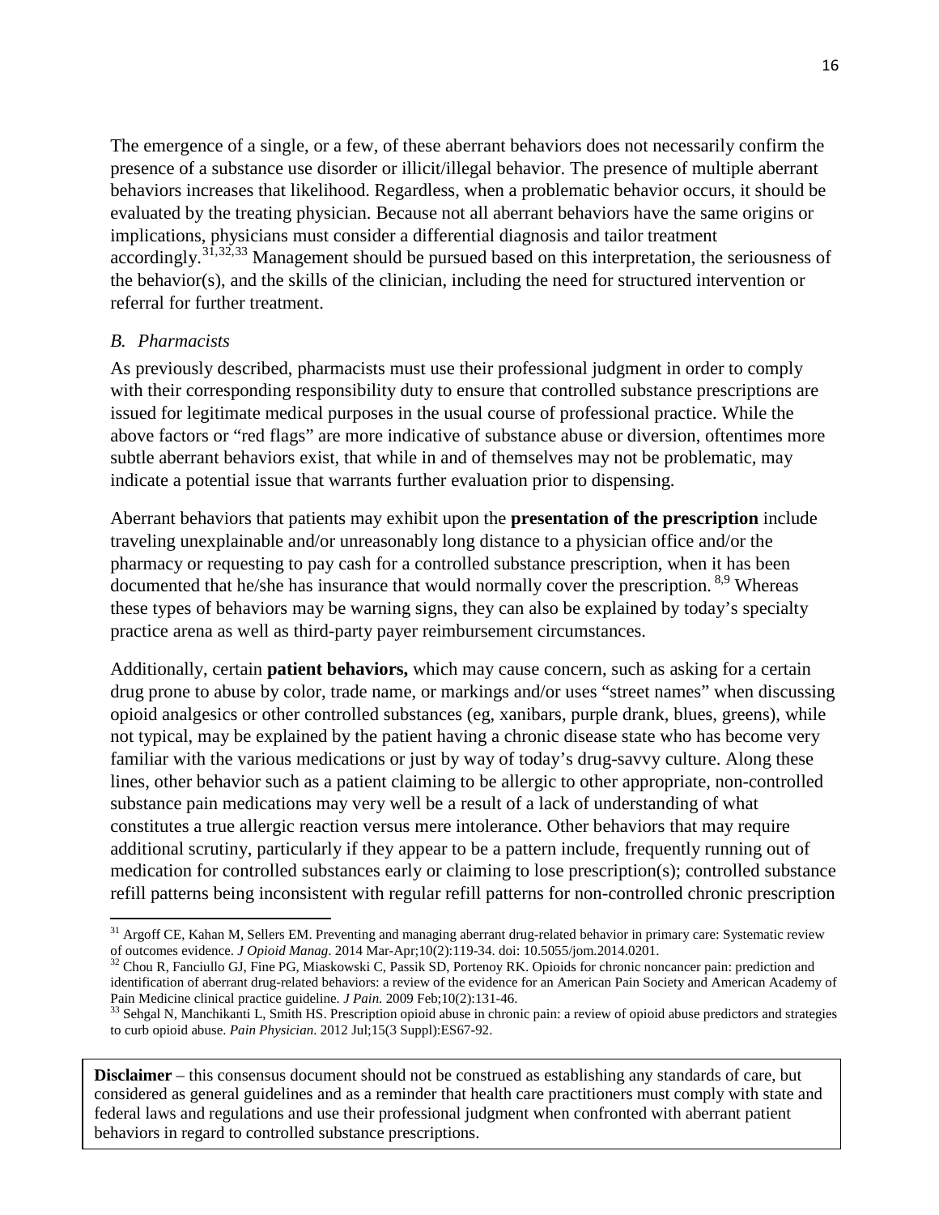The emergence of a single, or a few, of these aberrant behaviors does not necessarily confirm the presence of a substance use disorder or illicit/illegal behavior. The presence of multiple aberrant behaviors increases that likelihood. Regardless, when a problematic behavior occurs, it should be evaluated by the treating physician. Because not all aberrant behaviors have the same origins or implications, physicians must consider a differential diagnosis and tailor treatment accordingly.[31,32,33] Management should be pursued based on this interpretation, the seriousness of the behavior(s), and the skills of the clinician, including the need for structured intervention or referral for further treatment.

### *B. Pharmacists*

As previously described, pharmacists must use their professional judgment in order to comply with their corresponding responsibility duty to ensure that controlled substance prescriptions are issued for legitimate medical purposes in the usual course of professional practice. While the above factors or "red flags" are more indicative of substance abuse or diversion, oftentimes more subtle aberrant behaviors exist, that while in and of themselves may not be problematic, may indicate a potential issue that warrants further evaluation prior to dispensing.

Aberrant behaviors that patients may exhibit upon the **presentation of the prescription** include traveling unexplainable and/or unreasonably long distance to a physician office and/or the pharmacy or requesting to pay cash for a controlled substance prescription, when it has been documented that he/she has insurance that would normally cover the prescription. [8,9] Whereas these types of behaviors may be warning signs, they can also be explained by today's specialty practice arena as well as third-party payer reimbursement circumstances.

Additionally, certain **patient behaviors,** which may cause concern, such as asking for a certain drug prone to abuse by color, trade name, or markings and/or uses "street names" when discussing opioid analgesics or other controlled substances (eg, xanibars, purple drank, blues, greens), while not typical, may be explained by the patient having a chronic disease state who has become very familiar with the various medications or just by way of today's drug-savvy culture. Along these lines, other behavior such as a patient claiming to be allergic to other appropriate, non-controlled substance pain medications may very well be a result of a lack of understanding of what constitutes a true allergic reaction versus mere intolerance. Other behaviors that may require additional scrutiny, particularly if they appear to be a pattern include, frequently running out of medication for controlled substances early or claiming to lose prescription(s); controlled substance refill patterns being inconsistent with regular refill patterns for non-controlled chronic prescription

---

[31] Argoff CE, Kahan M, Sellers EM. Preventing and managing aberrant drug-related behavior in primary care: Systematic review of outcomes evidence. *J Opioid Manag*. 2014 Mar-Apr;10(2):119-34. doi: 10.5055/jom.2014.0201.

[32] Chou R, Fanciullo GJ, Fine PG, Miaskowski C, Passik SD, Portenoy RK. Opioids for chronic noncancer pain: prediction and identification of aberrant drug-related behaviors: a review of the evidence for an American Pain Society and American Academy of Pain Medicine clinical practice guideline. *J Pain.* 2009 Feb;10(2):131-46.

[33] Sehgal N, Manchikanti L, Smith HS. Prescription opioid abuse in chronic pain: a review of opioid abuse predictors and strategies to curb opioid abuse. *Pain Physician*. 2012 Jul;15(3 Suppl):ES67-92.

**Disclaimer** – this consensus document should not be construed as establishing any standards of care, but considered as general guidelines and as a reminder that health care practitioners must comply with state and federal laws and regulations and use their professional judgment when confronted with aberrant patient behaviors in regard to controlled substance prescriptions.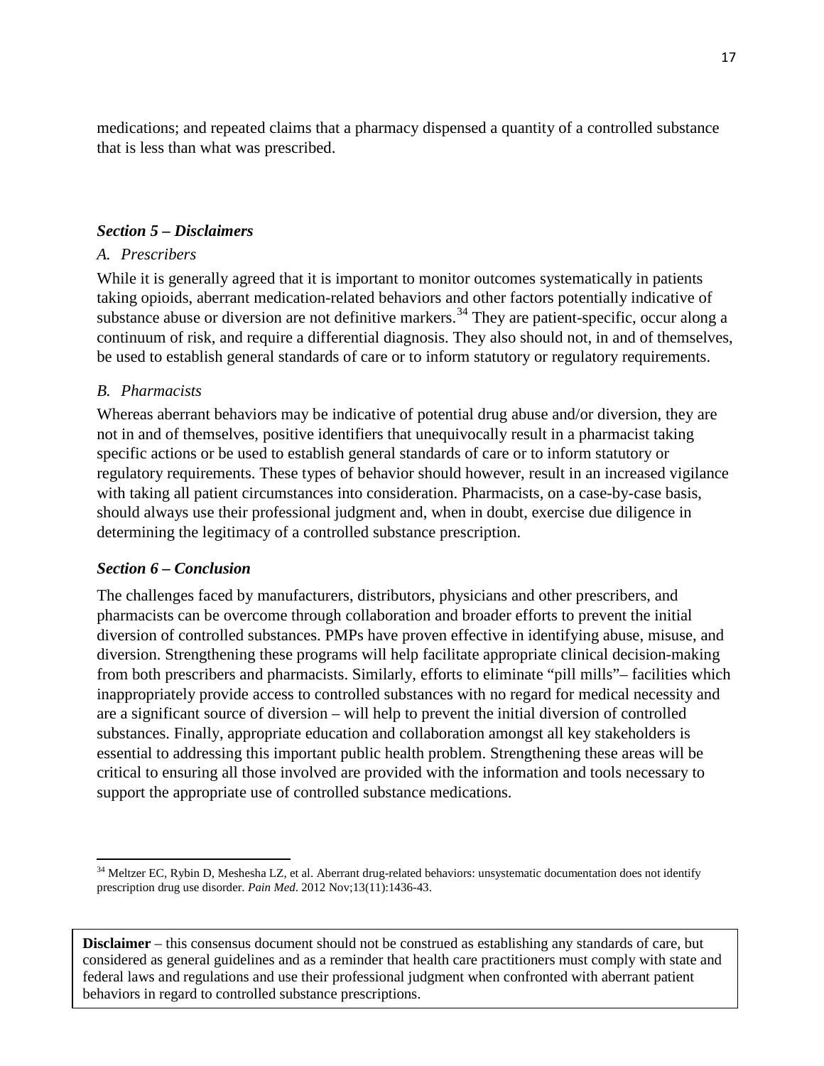medications; and repeated claims that a pharmacy dispensed a quantity of a controlled substance that is less than what was prescribed.

### *Section 5 – Disclaimers*

*A. Prescribers*

While it is generally agreed that it is important to monitor outcomes systematically in patients taking opioids, aberrant medication-related behaviors and other factors potentially indicative of substance abuse or diversion are not definitive markers.[34] They are patient-specific, occur along a continuum of risk, and require a differential diagnosis. They also should not, in and of themselves, be used to establish general standards of care or to inform statutory or regulatory requirements.

*B. Pharmacists*

Whereas aberrant behaviors may be indicative of potential drug abuse and/or diversion, they are not in and of themselves, positive identifiers that unequivocally result in a pharmacist taking specific actions or be used to establish general standards of care or to inform statutory or regulatory requirements. These types of behavior should however, result in an increased vigilance with taking all patient circumstances into consideration. Pharmacists, on a case-by-case basis, should always use their professional judgment and, when in doubt, exercise due diligence in determining the legitimacy of a controlled substance prescription.

### *Section 6 – Conclusion*

The challenges faced by manufacturers, distributors, physicians and other prescribers, and pharmacists can be overcome through collaboration and broader efforts to prevent the initial diversion of controlled substances. PMPs have proven effective in identifying abuse, misuse, and diversion. Strengthening these programs will help facilitate appropriate clinical decision-making from both prescribers and pharmacists. Similarly, efforts to eliminate "pill mills"– facilities which inappropriately provide access to controlled substances with no regard for medical necessity and are a significant source of diversion – will help to prevent the initial diversion of controlled substances. Finally, appropriate education and collaboration amongst all key stakeholders is essential to addressing this important public health problem. Strengthening these areas will be critical to ensuring all those involved are provided with the information and tools necessary to support the appropriate use of controlled substance medications.

[34] Meltzer EC, Rybin D, Meshesha LZ, et al. Aberrant drug-related behaviors: unsystematic documentation does not identify prescription drug use disorder. *Pain Med*. 2012 Nov;13(11):1436-43.

**Disclaimer** – this consensus document should not be construed as establishing any standards of care, but considered as general guidelines and as a reminder that health care practitioners must comply with state and federal laws and regulations and use their professional judgment when confronted with aberrant patient behaviors in regard to controlled substance prescriptions.